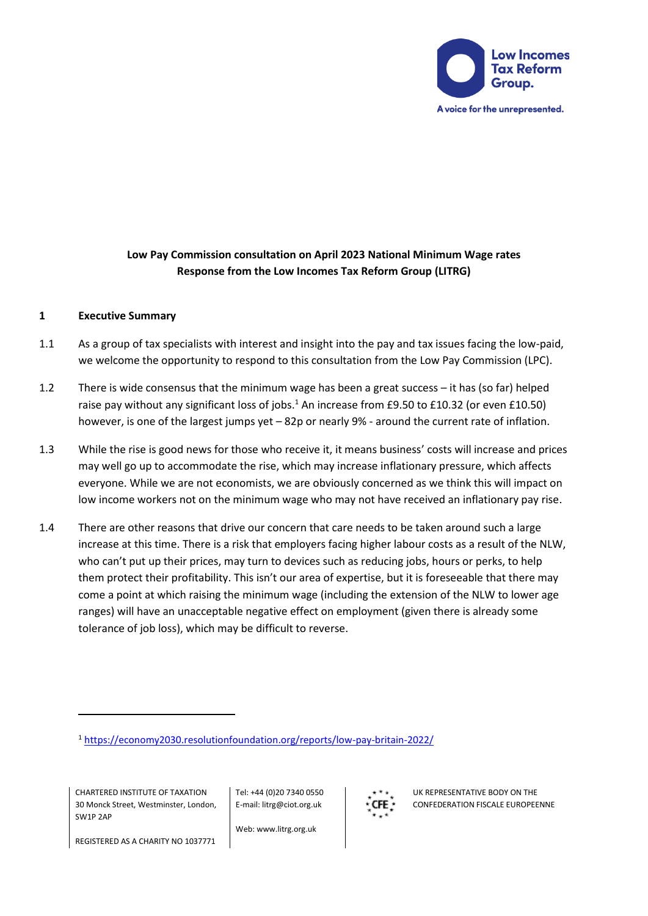Low Incomes Tax Reform Group.

A voice for the unrepresented.

**Low Pay Commission consultation on April 2023 National Minimum Wage rates**
**Response from the Low Incomes Tax Reform Group (LITRG)**

## 1 Executive Summary

1.1 As a group of tax specialists with interest and insight into the pay and tax issues facing the low-paid, we welcome the opportunity to respond to this consultation from the Low Pay Commission (LPC).

1.2 There is wide consensus that the minimum wage has been a great success – it has (so far) helped raise pay without any significant loss of jobs.[1] An increase from £9.50 to £10.32 (or even £10.50) however, is one of the largest jumps yet – 82p or nearly 9% - around the current rate of inflation.

1.3 While the rise is good news for those who receive it, it means business' costs will increase and prices may well go up to accommodate the rise, which may increase inflationary pressure, which affects everyone. While we are not economists, we are obviously concerned as we think this will impact on low income workers not on the minimum wage who may not have received an inflationary pay rise.

1.4 There are other reasons that drive our concern that care needs to be taken around such a large increase at this time. There is a risk that employers facing higher labour costs as a result of the NLW, who can't put up their prices, may turn to devices such as reducing jobs, hours or perks, to help them protect their profitability. This isn't our area of expertise, but it is foreseeable that there may come a point at which raising the minimum wage (including the extension of the NLW to lower age ranges) will have an unacceptable negative effect on employment (given there is already some tolerance of job loss), which may be difficult to reverse.

---

[1] https://economy2030.resolutionfoundation.org/reports/low-pay-britain-2022/

CHARTERED INSTITUTE OF TAXATION
30 Monck Street, Westminster, London, SW1P 2AP

REGISTERED AS A CHARITY NO 1037771

Tel: +44 (0)20 7340 0550
E-mail: litrg@ciot.org.uk

Web: www.litrg.org.uk

UK REPRESENTATIVE BODY ON THE CONFEDERATION FISCALE EUROPEENNE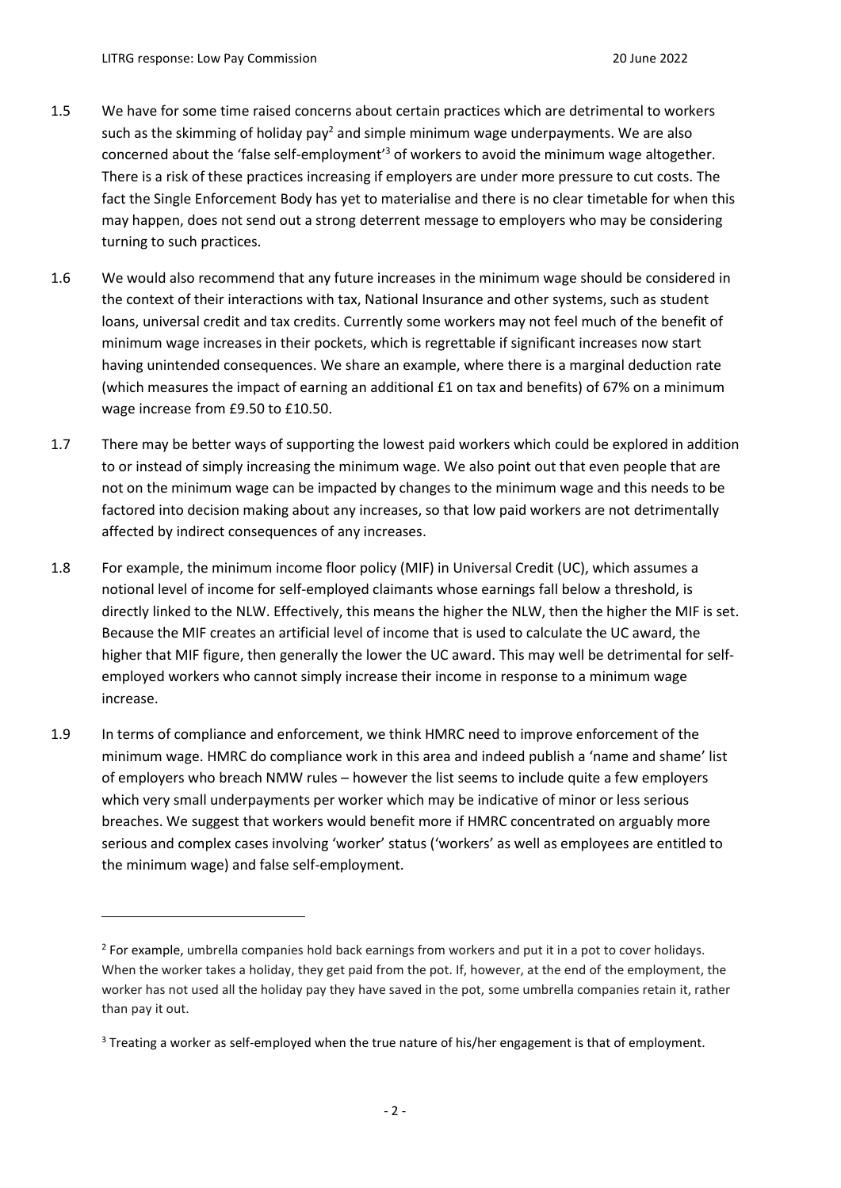1.5 We have for some time raised concerns about certain practices which are detrimental to workers such as the skimming of holiday pay[2] and simple minimum wage underpayments. We are also concerned about the 'false self-employment'[3] of workers to avoid the minimum wage altogether. There is a risk of these practices increasing if employers are under more pressure to cut costs. The fact the Single Enforcement Body has yet to materialise and there is no clear timetable for when this may happen, does not send out a strong deterrent message to employers who may be considering turning to such practices.

1.6 We would also recommend that any future increases in the minimum wage should be considered in the context of their interactions with tax, National Insurance and other systems, such as student loans, universal credit and tax credits. Currently some workers may not feel much of the benefit of minimum wage increases in their pockets, which is regrettable if significant increases now start having unintended consequences. We share an example, where there is a marginal deduction rate (which measures the impact of earning an additional £1 on tax and benefits) of 67% on a minimum wage increase from £9.50 to £10.50.

1.7 There may be better ways of supporting the lowest paid workers which could be explored in addition to or instead of simply increasing the minimum wage. We also point out that even people that are not on the minimum wage can be impacted by changes to the minimum wage and this needs to be factored into decision making about any increases, so that low paid workers are not detrimentally affected by indirect consequences of any increases.

1.8 For example, the minimum income floor policy (MIF) in Universal Credit (UC), which assumes a notional level of income for self-employed claimants whose earnings fall below a threshold, is directly linked to the NLW. Effectively, this means the higher the NLW, then the higher the MIF is set. Because the MIF creates an artificial level of income that is used to calculate the UC award, the higher that MIF figure, then generally the lower the UC award. This may well be detrimental for self-employed workers who cannot simply increase their income in response to a minimum wage increase.

1.9 In terms of compliance and enforcement, we think HMRC need to improve enforcement of the minimum wage. HMRC do compliance work in this area and indeed publish a 'name and shame' list of employers who breach NMW rules – however the list seems to include quite a few employers which very small underpayments per worker which may be indicative of minor or less serious breaches. We suggest that workers would benefit more if HMRC concentrated on arguably more serious and complex cases involving 'worker' status ('workers' as well as employees are entitled to the minimum wage) and false self-employment.

---

[2] For example, umbrella companies hold back earnings from workers and put it in a pot to cover holidays. When the worker takes a holiday, they get paid from the pot. If, however, at the end of the employment, the worker has not used all the holiday pay they have saved in the pot, some umbrella companies retain it, rather than pay it out.

[3] Treating a worker as self-employed when the true nature of his/her engagement is that of employment.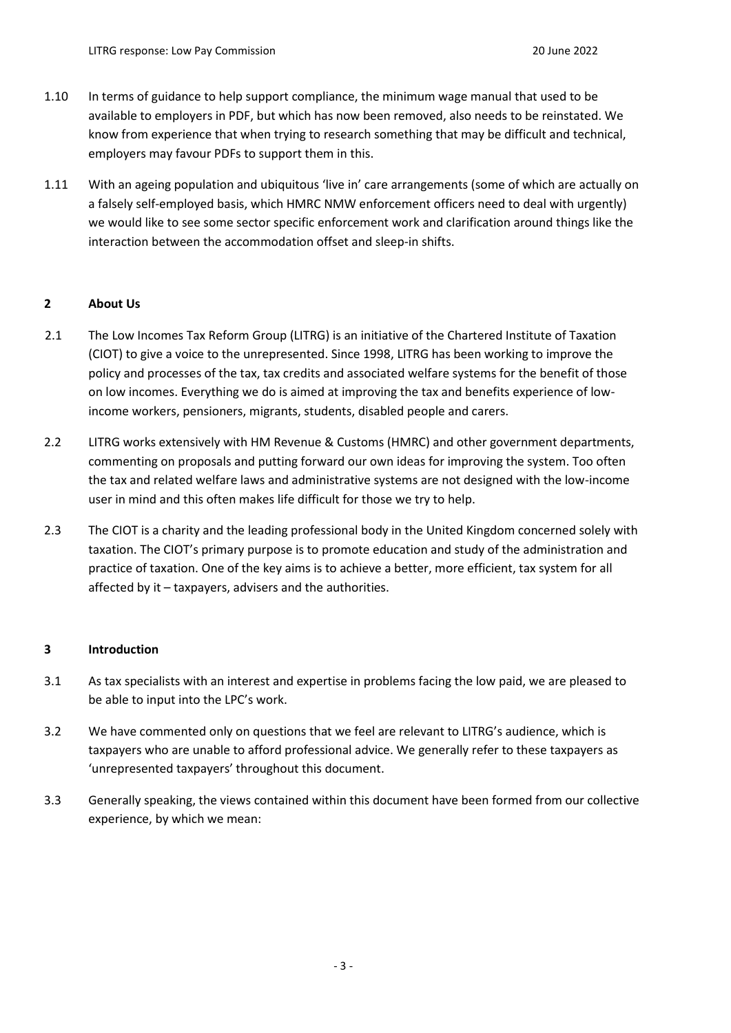1.10 In terms of guidance to help support compliance, the minimum wage manual that used to be available to employers in PDF, but which has now been removed, also needs to be reinstated. We know from experience that when trying to research something that may be difficult and technical, employers may favour PDFs to support them in this.

1.11 With an ageing population and ubiquitous 'live in' care arrangements (some of which are actually on a falsely self-employed basis, which HMRC NMW enforcement officers need to deal with urgently) we would like to see some sector specific enforcement work and clarification around things like the interaction between the accommodation offset and sleep-in shifts.

## 2 About Us

2.1 The Low Incomes Tax Reform Group (LITRG) is an initiative of the Chartered Institute of Taxation (CIOT) to give a voice to the unrepresented. Since 1998, LITRG has been working to improve the policy and processes of the tax, tax credits and associated welfare systems for the benefit of those on low incomes. Everything we do is aimed at improving the tax and benefits experience of low-income workers, pensioners, migrants, students, disabled people and carers.

2.2 LITRG works extensively with HM Revenue & Customs (HMRC) and other government departments, commenting on proposals and putting forward our own ideas for improving the system. Too often the tax and related welfare laws and administrative systems are not designed with the low-income user in mind and this often makes life difficult for those we try to help.

2.3 The CIOT is a charity and the leading professional body in the United Kingdom concerned solely with taxation. The CIOT's primary purpose is to promote education and study of the administration and practice of taxation. One of the key aims is to achieve a better, more efficient, tax system for all affected by it – taxpayers, advisers and the authorities.

## 3 Introduction

3.1 As tax specialists with an interest and expertise in problems facing the low paid, we are pleased to be able to input into the LPC's work.

3.2 We have commented only on questions that we feel are relevant to LITRG's audience, which is taxpayers who are unable to afford professional advice. We generally refer to these taxpayers as 'unrepresented taxpayers' throughout this document.

3.3 Generally speaking, the views contained within this document have been formed from our collective experience, by which we mean: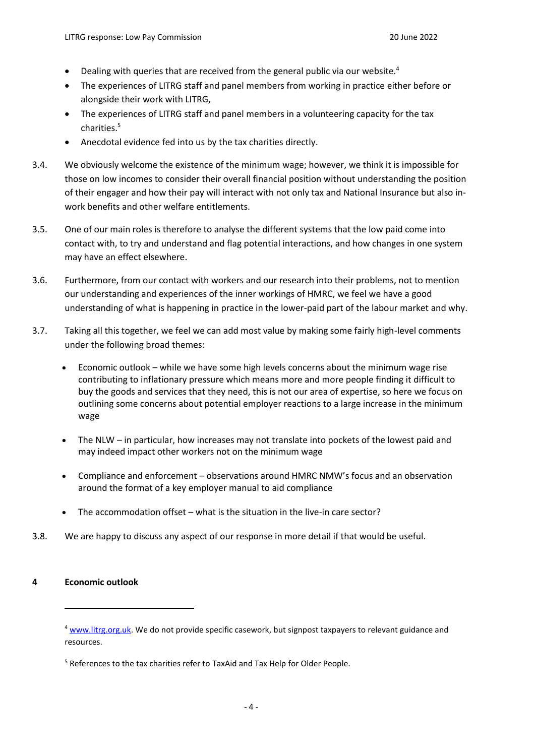- Dealing with queries that are received from the general public via our website.[4]
- The experiences of LITRG staff and panel members from working in practice either before or alongside their work with LITRG,
- The experiences of LITRG staff and panel members in a volunteering capacity for the tax charities.[5]
- Anecdotal evidence fed into us by the tax charities directly.

3.4. We obviously welcome the existence of the minimum wage; however, we think it is impossible for those on low incomes to consider their overall financial position without understanding the position of their engager and how their pay will interact with not only tax and National Insurance but also in-work benefits and other welfare entitlements.

3.5. One of our main roles is therefore to analyse the different systems that the low paid come into contact with, to try and understand and flag potential interactions, and how changes in one system may have an effect elsewhere.

3.6. Furthermore, from our contact with workers and our research into their problems, not to mention our understanding and experiences of the inner workings of HMRC, we feel we have a good understanding of what is happening in practice in the lower-paid part of the labour market and why.

3.7. Taking all this together, we feel we can add most value by making some fairly high-level comments under the following broad themes:

- Economic outlook – while we have some high levels concerns about the minimum wage rise contributing to inflationary pressure which means more and more people finding it difficult to buy the goods and services that they need, this is not our area of expertise, so here we focus on outlining some concerns about potential employer reactions to a large increase in the minimum wage

- The NLW – in particular, how increases may not translate into pockets of the lowest paid and may indeed impact other workers not on the minimum wage

- Compliance and enforcement – observations around HMRC NMW's focus and an observation around the format of a key employer manual to aid compliance

- The accommodation offset – what is the situation in the live-in care sector?

3.8. We are happy to discuss any aspect of our response in more detail if that would be useful.

## 4 Economic outlook

[4] www.litrg.org.uk. We do not provide specific casework, but signpost taxpayers to relevant guidance and resources.

[5] References to the tax charities refer to TaxAid and Tax Help for Older People.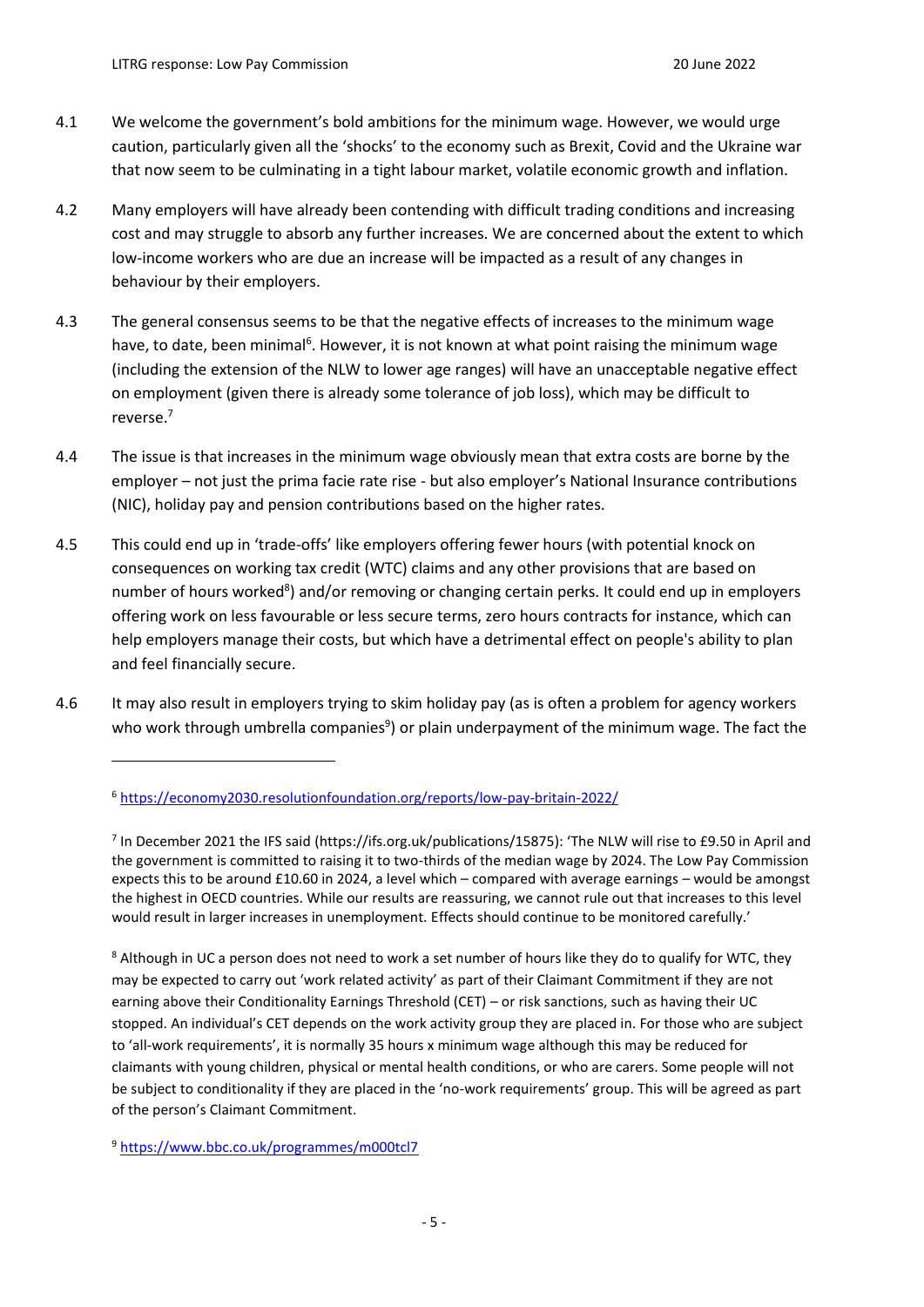4.1 We welcome the government's bold ambitions for the minimum wage. However, we would urge caution, particularly given all the 'shocks' to the economy such as Brexit, Covid and the Ukraine war that now seem to be culminating in a tight labour market, volatile economic growth and inflation.

4.2 Many employers will have already been contending with difficult trading conditions and increasing cost and may struggle to absorb any further increases. We are concerned about the extent to which low-income workers who are due an increase will be impacted as a result of any changes in behaviour by their employers.

4.3 The general consensus seems to be that the negative effects of increases to the minimum wage have, to date, been minimal[6]. However, it is not known at what point raising the minimum wage (including the extension of the NLW to lower age ranges) will have an unacceptable negative effect on employment (given there is already some tolerance of job loss), which may be difficult to reverse.[7]

4.4 The issue is that increases in the minimum wage obviously mean that extra costs are borne by the employer – not just the prima facie rate rise - but also employer's National Insurance contributions (NIC), holiday pay and pension contributions based on the higher rates.

4.5 This could end up in 'trade-offs' like employers offering fewer hours (with potential knock on consequences on working tax credit (WTC) claims and any other provisions that are based on number of hours worked[8]) and/or removing or changing certain perks. It could end up in employers offering work on less favourable or less secure terms, zero hours contracts for instance, which can help employers manage their costs, but which have a detrimental effect on people's ability to plan and feel financially secure.

4.6 It may also result in employers trying to skim holiday pay (as is often a problem for agency workers who work through umbrella companies[9]) or plain underpayment of the minimum wage. The fact the

---

[6] https://economy2030.resolutionfoundation.org/reports/low-pay-britain-2022/

[7] In December 2021 the IFS said (https://ifs.org.uk/publications/15875): 'The NLW will rise to £9.50 in April and the government is committed to raising it to two-thirds of the median wage by 2024. The Low Pay Commission expects this to be around £10.60 in 2024, a level which – compared with average earnings – would be amongst the highest in OECD countries. While our results are reassuring, we cannot rule out that increases to this level would result in larger increases in unemployment. Effects should continue to be monitored carefully.'

[8] Although in UC a person does not need to work a set number of hours like they do to qualify for WTC, they may be expected to carry out 'work related activity' as part of their Claimant Commitment if they are not earning above their Conditionality Earnings Threshold (CET) – or risk sanctions, such as having their UC stopped. An individual's CET depends on the work activity group they are placed in. For those who are subject to 'all-work requirements', it is normally 35 hours x minimum wage although this may be reduced for claimants with young children, physical or mental health conditions, or who are carers. Some people will not be subject to conditionality if they are placed in the 'no-work requirements' group. This will be agreed as part of the person's Claimant Commitment.

[9] https://www.bbc.co.uk/programmes/m000tcl7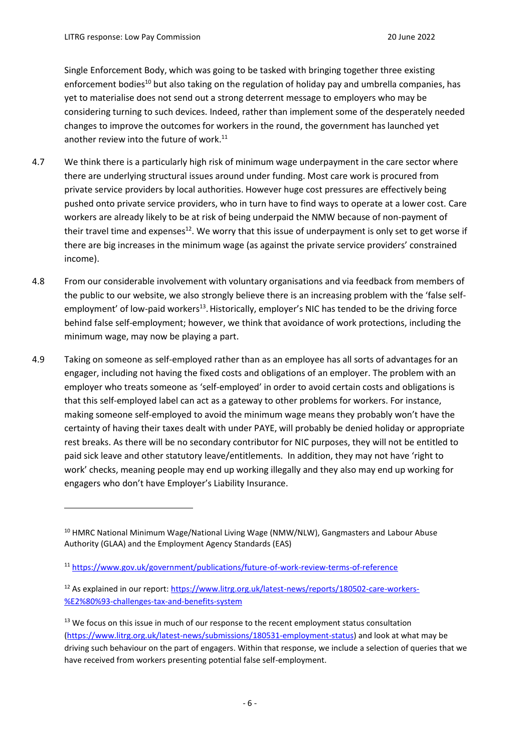Single Enforcement Body, which was going to be tasked with bringing together three existing enforcement bodies[10] but also taking on the regulation of holiday pay and umbrella companies, has yet to materialise does not send out a strong deterrent message to employers who may be considering turning to such devices. Indeed, rather than implement some of the desperately needed changes to improve the outcomes for workers in the round, the government has launched yet another review into the future of work.[11]

4.7 We think there is a particularly high risk of minimum wage underpayment in the care sector where there are underlying structural issues around under funding. Most care work is procured from private service providers by local authorities. However huge cost pressures are effectively being pushed onto private service providers, who in turn have to find ways to operate at a lower cost. Care workers are already likely to be at risk of being underpaid the NMW because of non-payment of their travel time and expenses[12]. We worry that this issue of underpayment is only set to get worse if there are big increases in the minimum wage (as against the private service providers' constrained income).

4.8 From our considerable involvement with voluntary organisations and via feedback from members of the public to our website, we also strongly believe there is an increasing problem with the 'false self-employment' of low-paid workers[13]. Historically, employer's NIC has tended to be the driving force behind false self-employment; however, we think that avoidance of work protections, including the minimum wage, may now be playing a part.

4.9 Taking on someone as self-employed rather than as an employee has all sorts of advantages for an engager, including not having the fixed costs and obligations of an employer. The problem with an employer who treats someone as 'self-employed' in order to avoid certain costs and obligations is that this self-employed label can act as a gateway to other problems for workers. For instance, making someone self-employed to avoid the minimum wage means they probably won't have the certainty of having their taxes dealt with under PAYE, will probably be denied holiday or appropriate rest breaks. As there will be no secondary contributor for NIC purposes, they will not be entitled to paid sick leave and other statutory leave/entitlements. In addition, they may not have 'right to work' checks, meaning people may end up working illegally and they also may end up working for engagers who don't have Employer's Liability Insurance.

---

[10] HMRC National Minimum Wage/National Living Wage (NMW/NLW), Gangmasters and Labour Abuse Authority (GLAA) and the Employment Agency Standards (EAS)

[11] https://www.gov.uk/government/publications/future-of-work-review-terms-of-reference

[12] As explained in our report: https://www.litrg.org.uk/latest-news/reports/180502-care-workers-%E2%80%93-challenges-tax-and-benefits-system

[13] We focus on this issue in much of our response to the recent employment status consultation (https://www.litrg.org.uk/latest-news/submissions/180531-employment-status) and look at what may be driving such behaviour on the part of engagers. Within that response, we include a selection of queries that we have received from workers presenting potential false self-employment.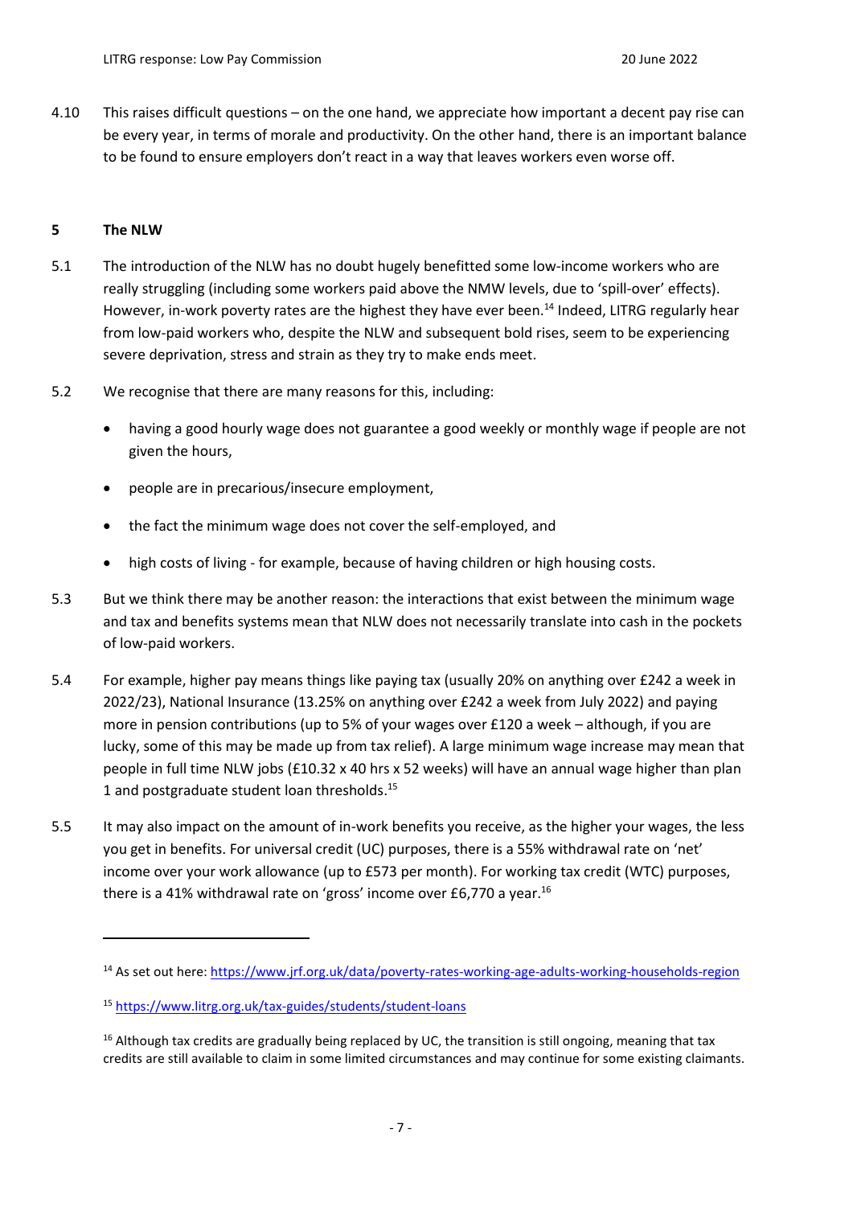4.10 This raises difficult questions – on the one hand, we appreciate how important a decent pay rise can be every year, in terms of morale and productivity. On the other hand, there is an important balance to be found to ensure employers don't react in a way that leaves workers even worse off.

## 5 The NLW

5.1 The introduction of the NLW has no doubt hugely benefitted some low-income workers who are really struggling (including some workers paid above the NMW levels, due to 'spill-over' effects). However, in-work poverty rates are the highest they have ever been.[14] Indeed, LITRG regularly hear from low-paid workers who, despite the NLW and subsequent bold rises, seem to be experiencing severe deprivation, stress and strain as they try to make ends meet.

5.2 We recognise that there are many reasons for this, including:

- having a good hourly wage does not guarantee a good weekly or monthly wage if people are not given the hours,
- people are in precarious/insecure employment,
- the fact the minimum wage does not cover the self-employed, and
- high costs of living - for example, because of having children or high housing costs.

5.3 But we think there may be another reason: the interactions that exist between the minimum wage and tax and benefits systems mean that NLW does not necessarily translate into cash in the pockets of low-paid workers.

5.4 For example, higher pay means things like paying tax (usually 20% on anything over £242 a week in 2022/23), National Insurance (13.25% on anything over £242 a week from July 2022) and paying more in pension contributions (up to 5% of your wages over £120 a week – although, if you are lucky, some of this may be made up from tax relief). A large minimum wage increase may mean that people in full time NLW jobs (£10.32 x 40 hrs x 52 weeks) will have an annual wage higher than plan 1 and postgraduate student loan thresholds.[15]

5.5 It may also impact on the amount of in-work benefits you receive, as the higher your wages, the less you get in benefits. For universal credit (UC) purposes, there is a 55% withdrawal rate on 'net' income over your work allowance (up to £573 per month). For working tax credit (WTC) purposes, there is a 41% withdrawal rate on 'gross' income over £6,770 a year.[16]

---

[14] As set out here: https://www.jrf.org.uk/data/poverty-rates-working-age-adults-working-households-region

[15] https://www.litrg.org.uk/tax-guides/students/student-loans

[16] Although tax credits are gradually being replaced by UC, the transition is still ongoing, meaning that tax credits are still available to claim in some limited circumstances and may continue for some existing claimants.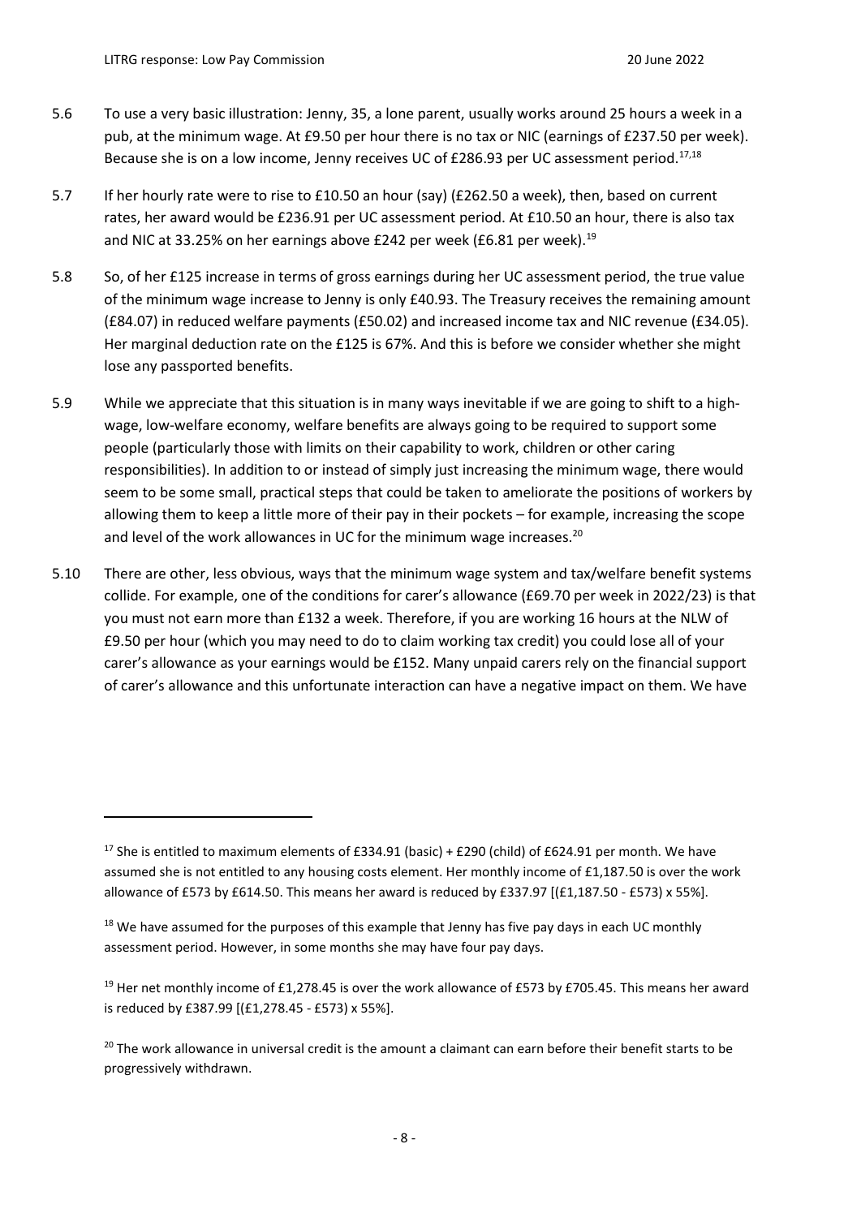5.6 To use a very basic illustration: Jenny, 35, a lone parent, usually works around 25 hours a week in a pub, at the minimum wage. At £9.50 per hour there is no tax or NIC (earnings of £237.50 per week). Because she is on a low income, Jenny receives UC of £286.93 per UC assessment period.[17,18]

5.7 If her hourly rate were to rise to £10.50 an hour (say) (£262.50 a week), then, based on current rates, her award would be £236.91 per UC assessment period. At £10.50 an hour, there is also tax and NIC at 33.25% on her earnings above £242 per week (£6.81 per week).[19]

5.8 So, of her £125 increase in terms of gross earnings during her UC assessment period, the true value of the minimum wage increase to Jenny is only £40.93. The Treasury receives the remaining amount (£84.07) in reduced welfare payments (£50.02) and increased income tax and NIC revenue (£34.05). Her marginal deduction rate on the £125 is 67%. And this is before we consider whether she might lose any passported benefits.

5.9 While we appreciate that this situation is in many ways inevitable if we are going to shift to a high-wage, low-welfare economy, welfare benefits are always going to be required to support some people (particularly those with limits on their capability to work, children or other caring responsibilities). In addition to or instead of simply just increasing the minimum wage, there would seem to be some small, practical steps that could be taken to ameliorate the positions of workers by allowing them to keep a little more of their pay in their pockets – for example, increasing the scope and level of the work allowances in UC for the minimum wage increases.[20]

5.10 There are other, less obvious, ways that the minimum wage system and tax/welfare benefit systems collide. For example, one of the conditions for carer's allowance (£69.70 per week in 2022/23) is that you must not earn more than £132 a week. Therefore, if you are working 16 hours at the NLW of £9.50 per hour (which you may need to do to claim working tax credit) you could lose all of your carer's allowance as your earnings would be £152. Many unpaid carers rely on the financial support of carer's allowance and this unfortunate interaction can have a negative impact on them. We have

---

[17] She is entitled to maximum elements of £334.91 (basic) + £290 (child) of £624.91 per month. We have assumed she is not entitled to any housing costs element. Her monthly income of £1,187.50 is over the work allowance of £573 by £614.50. This means her award is reduced by £337.97 [(£1,187.50 - £573) x 55%].

[18] We have assumed for the purposes of this example that Jenny has five pay days in each UC monthly assessment period. However, in some months she may have four pay days.

[19] Her net monthly income of £1,278.45 is over the work allowance of £573 by £705.45. This means her award is reduced by £387.99 [(£1,278.45 - £573) x 55%].

[20] The work allowance in universal credit is the amount a claimant can earn before their benefit starts to be progressively withdrawn.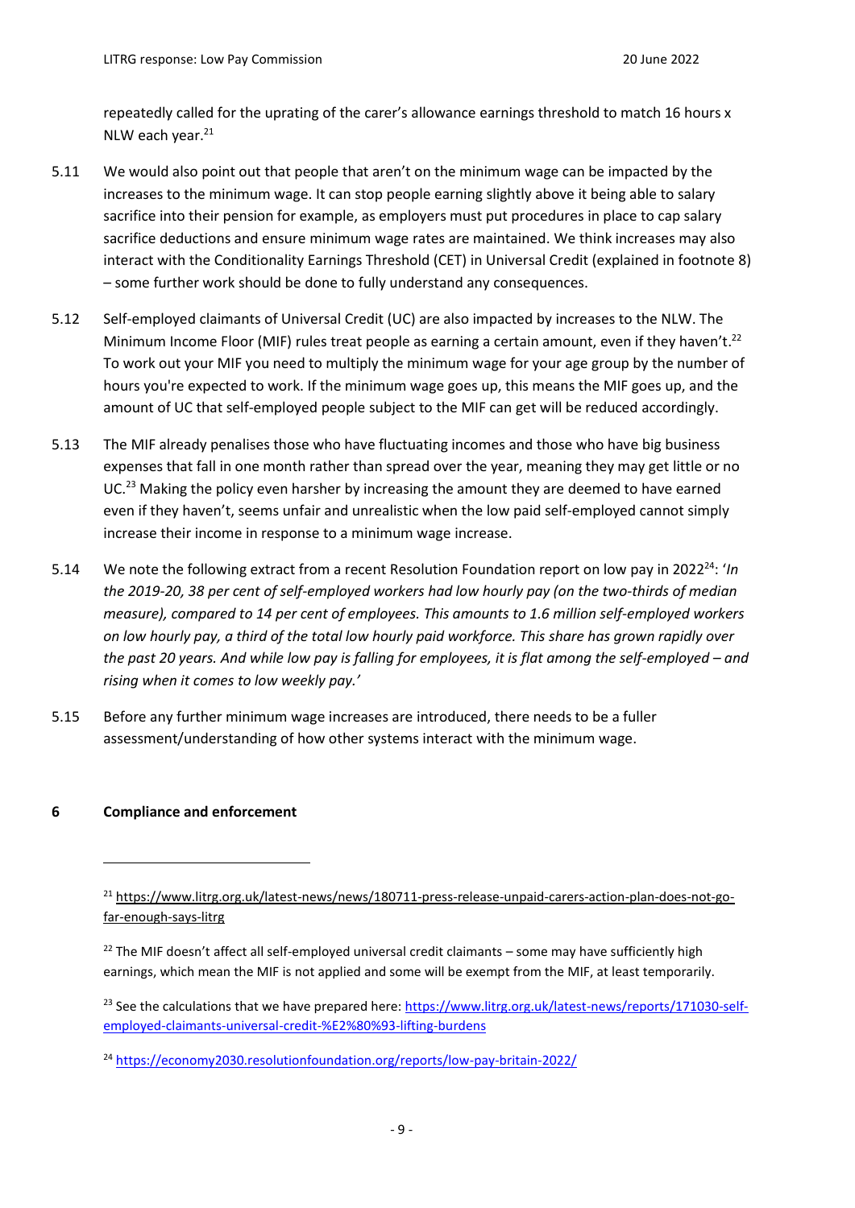repeatedly called for the uprating of the carer's allowance earnings threshold to match 16 hours x NLW each year.[21]

5.11 We would also point out that people that aren't on the minimum wage can be impacted by the increases to the minimum wage. It can stop people earning slightly above it being able to salary sacrifice into their pension for example, as employers must put procedures in place to cap salary sacrifice deductions and ensure minimum wage rates are maintained. We think increases may also interact with the Conditionality Earnings Threshold (CET) in Universal Credit (explained in footnote 8) – some further work should be done to fully understand any consequences.

5.12 Self-employed claimants of Universal Credit (UC) are also impacted by increases to the NLW. The Minimum Income Floor (MIF) rules treat people as earning a certain amount, even if they haven't.[22] To work out your MIF you need to multiply the minimum wage for your age group by the number of hours you're expected to work. If the minimum wage goes up, this means the MIF goes up, and the amount of UC that self-employed people subject to the MIF can get will be reduced accordingly.

5.13 The MIF already penalises those who have fluctuating incomes and those who have big business expenses that fall in one month rather than spread over the year, meaning they may get little or no UC.[23] Making the policy even harsher by increasing the amount they are deemed to have earned even if they haven't, seems unfair and unrealistic when the low paid self-employed cannot simply increase their income in response to a minimum wage increase.

5.14 We note the following extract from a recent Resolution Foundation report on low pay in 2022[24]: '*In the 2019-20, 38 per cent of self-employed workers had low hourly pay (on the two-thirds of median measure), compared to 14 per cent of employees. This amounts to 1.6 million self-employed workers on low hourly pay, a third of the total low hourly paid workforce. This share has grown rapidly over the past 20 years. And while low pay is falling for employees, it is flat among the self-employed – and rising when it comes to low weekly pay.*'

5.15 Before any further minimum wage increases are introduced, there needs to be a fuller assessment/understanding of how other systems interact with the minimum wage.

## 6 Compliance and enforcement

---

[21] https://www.litrg.org.uk/latest-news/news/180711-press-release-unpaid-carers-action-plan-does-not-go-far-enough-says-litrg

[22] The MIF doesn't affect all self-employed universal credit claimants – some may have sufficiently high earnings, which mean the MIF is not applied and some will be exempt from the MIF, at least temporarily.

[23] See the calculations that we have prepared here: https://www.litrg.org.uk/latest-news/reports/171030-self-employed-claimants-universal-credit-%E2%80%93-lifting-burdens

[24] https://economy2030.resolutionfoundation.org/reports/low-pay-britain-2022/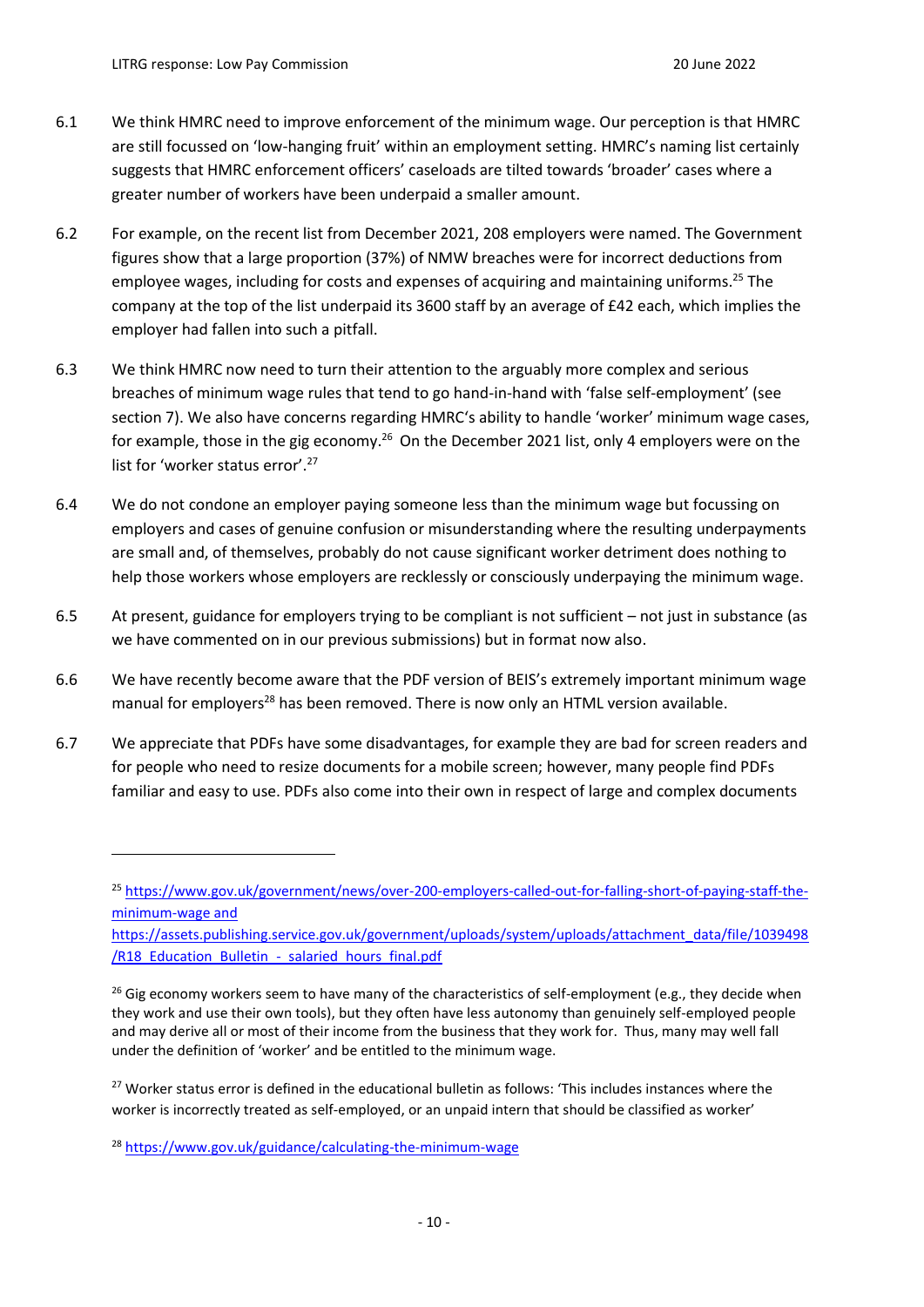6.1 We think HMRC need to improve enforcement of the minimum wage. Our perception is that HMRC are still focussed on 'low-hanging fruit' within an employment setting. HMRC's naming list certainly suggests that HMRC enforcement officers' caseloads are tilted towards 'broader' cases where a greater number of workers have been underpaid a smaller amount.

6.2 For example, on the recent list from December 2021, 208 employers were named. The Government figures show that a large proportion (37%) of NMW breaches were for incorrect deductions from employee wages, including for costs and expenses of acquiring and maintaining uniforms.[25] The company at the top of the list underpaid its 3600 staff by an average of £42 each, which implies the employer had fallen into such a pitfall.

6.3 We think HMRC now need to turn their attention to the arguably more complex and serious breaches of minimum wage rules that tend to go hand-in-hand with 'false self-employment' (see section 7). We also have concerns regarding HMRC's ability to handle 'worker' minimum wage cases, for example, those in the gig economy.[26] On the December 2021 list, only 4 employers were on the list for 'worker status error'.[27]

6.4 We do not condone an employer paying someone less than the minimum wage but focussing on employers and cases of genuine confusion or misunderstanding where the resulting underpayments are small and, of themselves, probably do not cause significant worker detriment does nothing to help those workers whose employers are recklessly or consciously underpaying the minimum wage.

6.5 At present, guidance for employers trying to be compliant is not sufficient – not just in substance (as we have commented on in our previous submissions) but in format now also.

6.6 We have recently become aware that the PDF version of BEIS's extremely important minimum wage manual for employers[28] has been removed. There is now only an HTML version available.

6.7 We appreciate that PDFs have some disadvantages, for example they are bad for screen readers and for people who need to resize documents for a mobile screen; however, many people find PDFs familiar and easy to use. PDFs also come into their own in respect of large and complex documents

---

[25] https://www.gov.uk/government/news/over-200-employers-called-out-for-falling-short-of-paying-staff-the-minimum-wage and https://assets.publishing.service.gov.uk/government/uploads/system/uploads/attachment_data/file/1039498/R18_Education_Bulletin_-_salaried_hours_final.pdf

[26] Gig economy workers seem to have many of the characteristics of self-employment (e.g., they decide when they work and use their own tools), but they often have less autonomy than genuinely self-employed people and may derive all or most of their income from the business that they work for. Thus, many may well fall under the definition of 'worker' and be entitled to the minimum wage.

[27] Worker status error is defined in the educational bulletin as follows: 'This includes instances where the worker is incorrectly treated as self-employed, or an unpaid intern that should be classified as worker'

[28] https://www.gov.uk/guidance/calculating-the-minimum-wage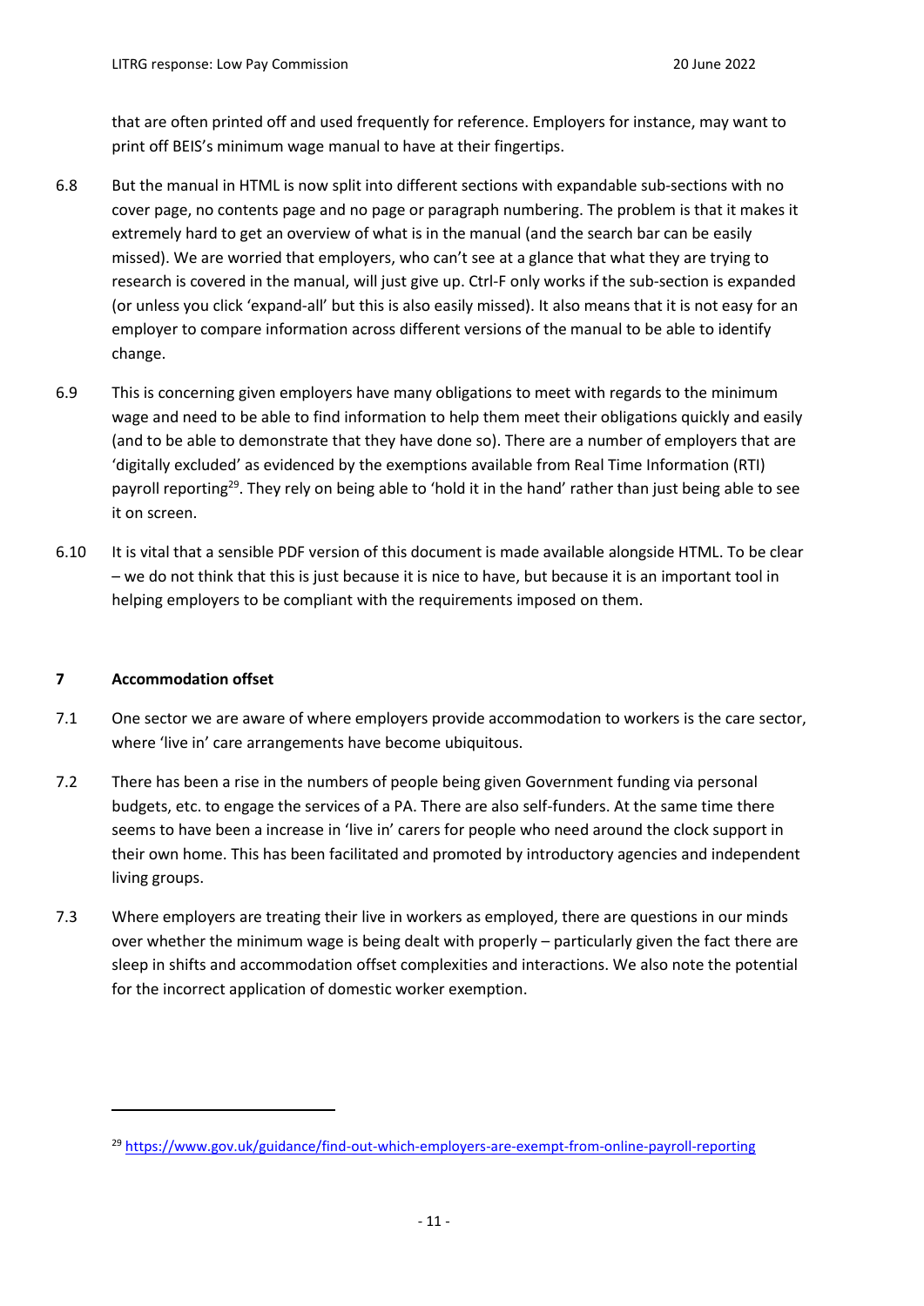that are often printed off and used frequently for reference. Employers for instance, may want to print off BEIS's minimum wage manual to have at their fingertips.

6.8 But the manual in HTML is now split into different sections with expandable sub-sections with no cover page, no contents page and no page or paragraph numbering. The problem is that it makes it extremely hard to get an overview of what is in the manual (and the search bar can be easily missed). We are worried that employers, who can't see at a glance that what they are trying to research is covered in the manual, will just give up. Ctrl-F only works if the sub-section is expanded (or unless you click 'expand-all' but this is also easily missed). It also means that it is not easy for an employer to compare information across different versions of the manual to be able to identify change.

6.9 This is concerning given employers have many obligations to meet with regards to the minimum wage and need to be able to find information to help them meet their obligations quickly and easily (and to be able to demonstrate that they have done so). There are a number of employers that are 'digitally excluded' as evidenced by the exemptions available from Real Time Information (RTI) payroll reporting[29]. They rely on being able to 'hold it in the hand' rather than just being able to see it on screen.

6.10 It is vital that a sensible PDF version of this document is made available alongside HTML. To be clear – we do not think that this is just because it is nice to have, but because it is an important tool in helping employers to be compliant with the requirements imposed on them.

## 7 Accommodation offset

7.1 One sector we are aware of where employers provide accommodation to workers is the care sector, where 'live in' care arrangements have become ubiquitous.

7.2 There has been a rise in the numbers of people being given Government funding via personal budgets, etc. to engage the services of a PA. There are also self-funders. At the same time there seems to have been a increase in 'live in' carers for people who need around the clock support in their own home. This has been facilitated and promoted by introductory agencies and independent living groups.

7.3 Where employers are treating their live in workers as employed, there are questions in our minds over whether the minimum wage is being dealt with properly – particularly given the fact there are sleep in shifts and accommodation offset complexities and interactions. We also note the potential for the incorrect application of domestic worker exemption.

---

[29] https://www.gov.uk/guidance/find-out-which-employers-are-exempt-from-online-payroll-reporting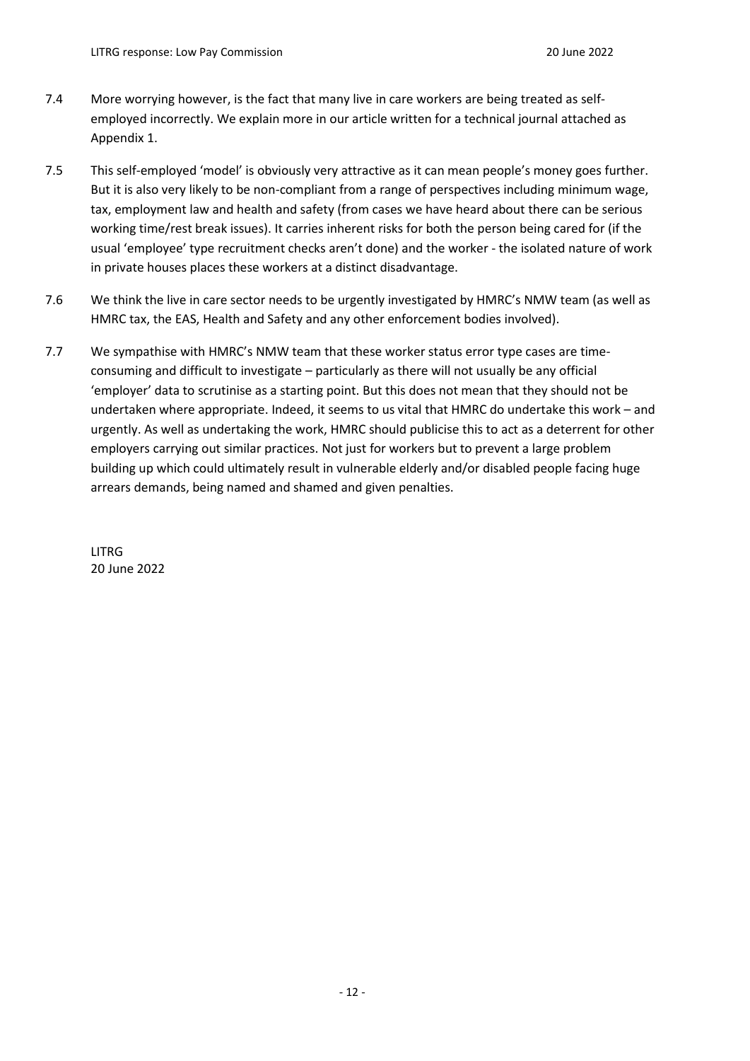7.4 More worrying however, is the fact that many live in care workers are being treated as self-employed incorrectly. We explain more in our article written for a technical journal attached as Appendix 1.

7.5 This self-employed 'model' is obviously very attractive as it can mean people's money goes further. But it is also very likely to be non-compliant from a range of perspectives including minimum wage, tax, employment law and health and safety (from cases we have heard about there can be serious working time/rest break issues). It carries inherent risks for both the person being cared for (if the usual 'employee' type recruitment checks aren't done) and the worker - the isolated nature of work in private houses places these workers at a distinct disadvantage.

7.6 We think the live in care sector needs to be urgently investigated by HMRC's NMW team (as well as HMRC tax, the EAS, Health and Safety and any other enforcement bodies involved).

7.7 We sympathise with HMRC's NMW team that these worker status error type cases are time-consuming and difficult to investigate – particularly as there will not usually be any official 'employer' data to scrutinise as a starting point. But this does not mean that they should not be undertaken where appropriate. Indeed, it seems to us vital that HMRC do undertake this work – and urgently. As well as undertaking the work, HMRC should publicise this to act as a deterrent for other employers carrying out similar practices. Not just for workers but to prevent a large problem building up which could ultimately result in vulnerable elderly and/or disabled people facing huge arrears demands, being named and shamed and given penalties.

LITRG
20 June 2022